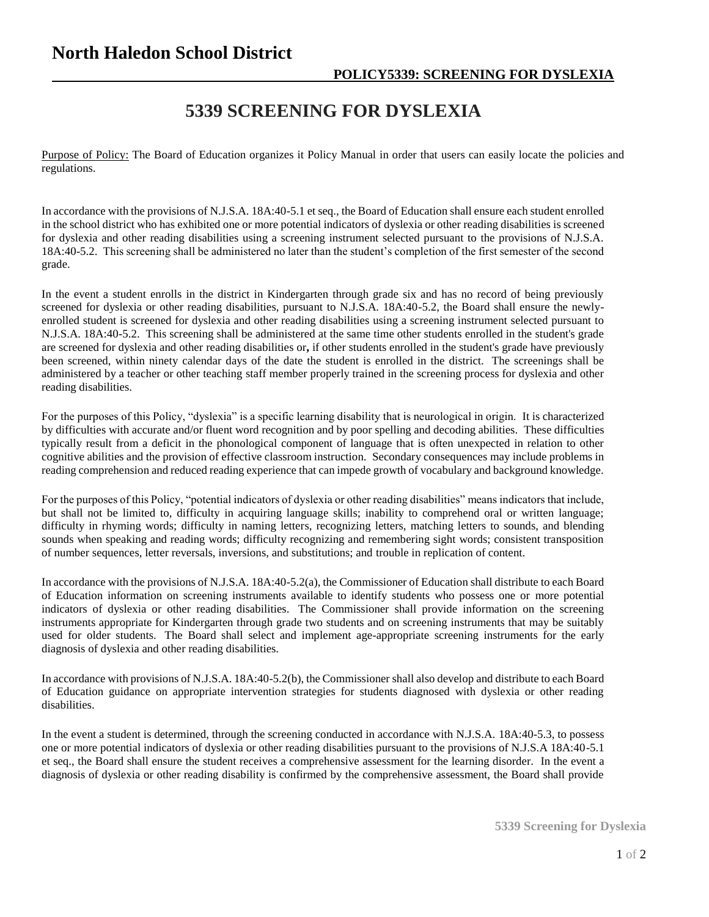# North Haledon School District

**POLICY5339: SCREENING FOR DYSLEXIA**

## 5339 SCREENING FOR DYSLEXIA

Purpose of Policy: The Board of Education organizes it Policy Manual in order that users can easily locate the policies and regulations.

In accordance with the provisions of N.J.S.A. 18A:40-5.1 et seq., the Board of Education shall ensure each student enrolled in the school district who has exhibited one or more potential indicators of dyslexia or other reading disabilities is screened for dyslexia and other reading disabilities using a screening instrument selected pursuant to the provisions of N.J.S.A. 18A:40-5.2. This screening shall be administered no later than the student's completion of the first semester of the second grade.

In the event a student enrolls in the district in Kindergarten through grade six and has no record of being previously screened for dyslexia or other reading disabilities, pursuant to N.J.S.A. 18A:40-5.2, the Board shall ensure the newly-enrolled student is screened for dyslexia and other reading disabilities using a screening instrument selected pursuant to N.J.S.A. 18A:40-5.2. This screening shall be administered at the same time other students enrolled in the student's grade are screened for dyslexia and other reading disabilities or**,** if other students enrolled in the student's grade have previously been screened, within ninety calendar days of the date the student is enrolled in the district. The screenings shall be administered by a teacher or other teaching staff member properly trained in the screening process for dyslexia and other reading disabilities.

For the purposes of this Policy, "dyslexia" is a specific learning disability that is neurological in origin. It is characterized by difficulties with accurate and/or fluent word recognition and by poor spelling and decoding abilities. These difficulties typically result from a deficit in the phonological component of language that is often unexpected in relation to other cognitive abilities and the provision of effective classroom instruction. Secondary consequences may include problems in reading comprehension and reduced reading experience that can impede growth of vocabulary and background knowledge.

For the purposes of this Policy, "potential indicators of dyslexia or other reading disabilities" means indicators that include, but shall not be limited to, difficulty in acquiring language skills; inability to comprehend oral or written language; difficulty in rhyming words; difficulty in naming letters, recognizing letters, matching letters to sounds, and blending sounds when speaking and reading words; difficulty recognizing and remembering sight words; consistent transposition of number sequences, letter reversals, inversions, and substitutions; and trouble in replication of content.

In accordance with the provisions of N.J.S.A. 18A:40-5.2(a), the Commissioner of Education shall distribute to each Board of Education information on screening instruments available to identify students who possess one or more potential indicators of dyslexia or other reading disabilities. The Commissioner shall provide information on the screening instruments appropriate for Kindergarten through grade two students and on screening instruments that may be suitably used for older students. The Board shall select and implement age-appropriate screening instruments for the early diagnosis of dyslexia and other reading disabilities.

In accordance with provisions of N.J.S.A. 18A:40-5.2(b), the Commissioner shall also develop and distribute to each Board of Education guidance on appropriate intervention strategies for students diagnosed with dyslexia or other reading disabilities.

In the event a student is determined, through the screening conducted in accordance with N.J.S.A. 18A:40-5.3, to possess one or more potential indicators of dyslexia or other reading disabilities pursuant to the provisions of N.J.S.A 18A:40-5.1 et seq., the Board shall ensure the student receives a comprehensive assessment for the learning disorder. In the event a diagnosis of dyslexia or other reading disability is confirmed by the comprehensive assessment, the Board shall provide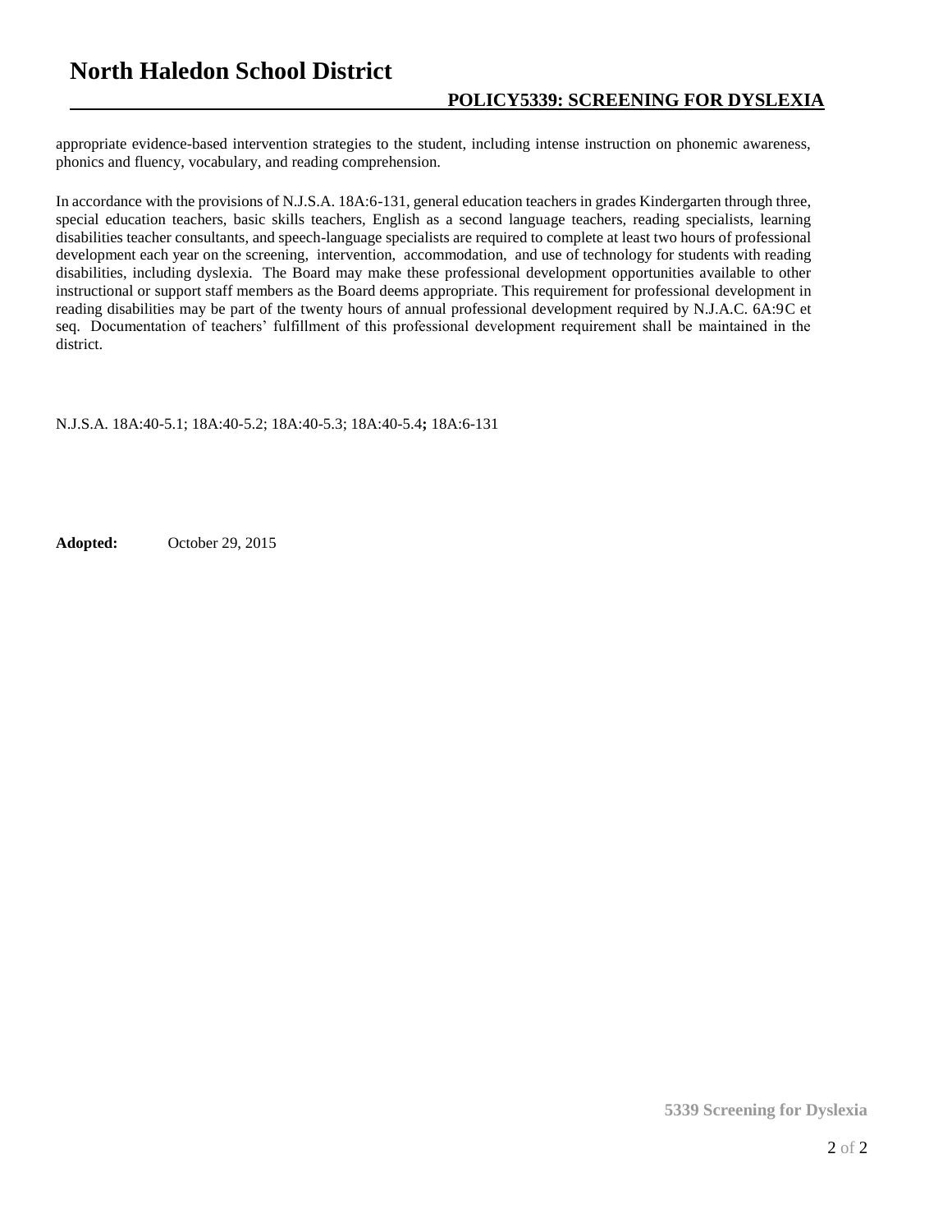appropriate evidence-based intervention strategies to the student, including intense instruction on phonemic awareness, phonics and fluency, vocabulary, and reading comprehension.

In accordance with the provisions of N.J.S.A. 18A:6-131, general education teachers in grades Kindergarten through three, special education teachers, basic skills teachers, English as a second language teachers, reading specialists, learning disabilities teacher consultants, and speech-language specialists are required to complete at least two hours of professional development each year on the screening, intervention, accommodation, and use of technology for students with reading disabilities, including dyslexia. The Board may make these professional development opportunities available to other instructional or support staff members as the Board deems appropriate. This requirement for professional development in reading disabilities may be part of the twenty hours of annual professional development required by N.J.A.C. 6A:9C et seq. Documentation of teachers' fulfillment of this professional development requirement shall be maintained in the district.

N.J.S.A. 18A:40-5.1; 18A:40-5.2; 18A:40-5.3; 18A:40-5.4**;** 18A:6-131

**Adopted:** October 29, 2015